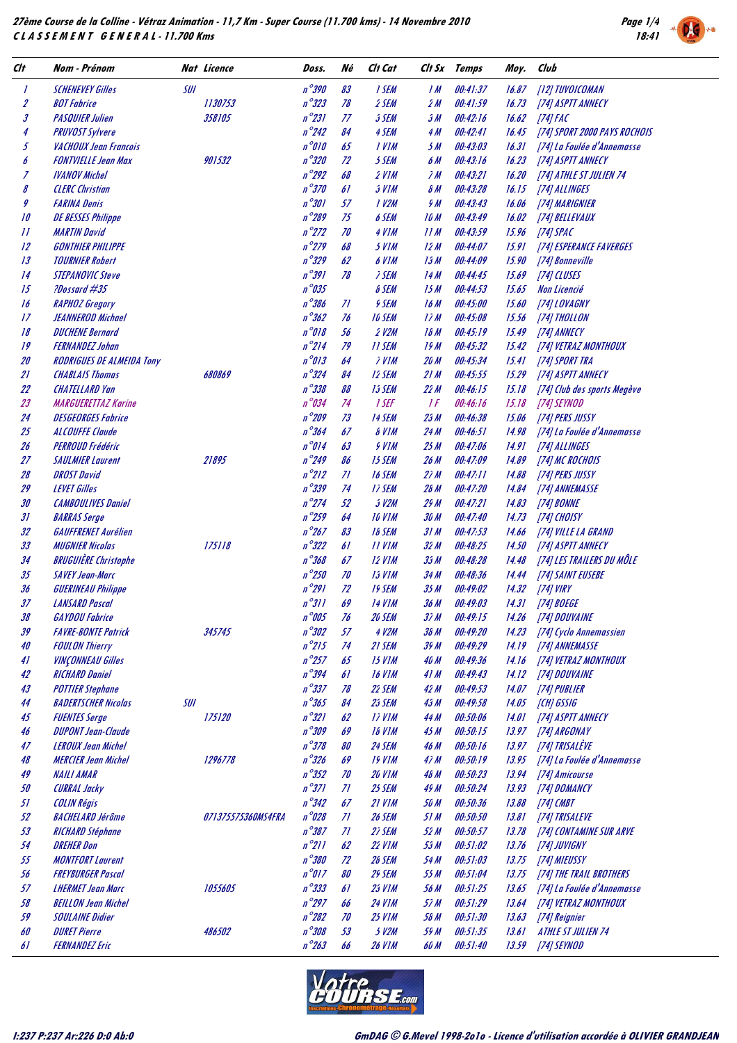**27ème Course de la Colline - Vétraz Animation - 11,7 Km - Super Course (11.700 kms) - 14 Novembre 2010**

**C L A S S E M E N T   G E N E R A L - 11.700 Kms**

| Clt | Nom - Prénom | Nat | Licence | Doss. | Né | Clt Cat | Clt Sx | Temps | Moy. | Club |
|---|---|---|---|---|---|---|---|---|---|---|
| 1 | SCHENEVEY Gilles | SUI | | n°390 | 83 | 1 SEM | 1 M | 00:41:37 | 16.87 | [12] TUVOICOMAN |
| 2 | BOT Fabrice | | 1130753 | n°323 | 78 | 2 SEM | 2 M | 00:41:59 | 16.73 | [74] ASPTT ANNECY |
| 3 | PASQUIER Julien | | 358105 | n°231 | 77 | 3 SEM | 3 M | 00:42:16 | 16.62 | [74] FAC |
| 4 | PRUVOST Sylvere | | | n°242 | 84 | 4 SEM | 4 M | 00:42:41 | 16.45 | [74] SPORT 2000 PAYS ROCHOIS |
| 5 | VACHOUX Jean Francois | | | n°010 | 65 | 1 V1M | 5 M | 00:43:03 | 16.31 | [74] La Foulée d'Annemasse |
| 6 | FONTVIELLE Jean Max | | 901532 | n°320 | 72 | 5 SEM | 6 M | 00:43:16 | 16.23 | [74] ASPTT ANNECY |
| 7 | IVANOV Michel | | | n°292 | 68 | 2 V1M | 7 M | 00:43:21 | 16.20 | [74] ATHLE ST JULIEN 74 |
| 8 | CLERC Christian | | | n°370 | 61 | 3 V1M | 8 M | 00:43:28 | 16.15 | [74] ALLINGES |
| 9 | FARINA Denis | | | n°301 | 57 | 1 V2M | 9 M | 00:43:43 | 16.06 | [74] MARIGNIER |
| 10 | DE BESSES Philippe | | | n°289 | 75 | 6 SEM | 10 M | 00:43:49 | 16.02 | [74] BELLEVAUX |
| 11 | MARTIN David | | | n°272 | 70 | 4 V1M | 11 M | 00:43:59 | 15.96 | [74] SPAC |
| 12 | GONTHIER PHILIPPE | | | n°279 | 68 | 5 V1M | 12 M | 00:44:07 | 15.91 | [74] ESPERANCE FAVERGES |
| 13 | TOURNIER Robert | | | n°329 | 62 | 6 V1M | 13 M | 00:44:09 | 15.90 | [74] Bonneville |
| 14 | STEPANOVIC Steve | | | n°391 | 78 | 7 SEM | 14 M | 00:44:45 | 15.69 | [74] CLUSES |
| 15 | ?Dossard #35 | | | n°035 | | 8 SEM | 15 M | 00:44:53 | 15.65 | Non Licencié |
| 16 | RAPHOZ Gregory | | | n°386 | 71 | 9 SEM | 16 M | 00:45:00 | 15.60 | [74] LOVAGNY |
| 17 | JEANNEROD Michael | | | n°362 | 76 | 10 SEM | 17 M | 00:45:08 | 15.56 | [74] THOLLON |
| 18 | DUCHENE Bernard | | | n°018 | 56 | 2 V2M | 18 M | 00:45:19 | 15.49 | [74] ANNECY |
| 19 | FERNANDEZ Johan | | | n°214 | 79 | 11 SEM | 19 M | 00:45:32 | 15.42 | [74] VETRAZ MONTHOUX |
| 20 | RODRIGUES DE ALMEIDA Tony | | | n°013 | 64 | 7 V1M | 20 M | 00:45:34 | 15.41 | [74] SPORT TRA |
| 21 | CHABLAIS Thomas | | 680869 | n°324 | 84 | 12 SEM | 21 M | 00:45:55 | 15.29 | [74] ASPTT ANNECY |
| 22 | CHATELLARD Yan | | | n°338 | 88 | 13 SEM | 22 M | 00:46:15 | 15.18 | [74] Club des sports Megève |
| 23 | MARGUERETTAZ Karine | | | n°034 | 74 | 1 SEF | 1 F | 00:46:16 | 15.18 | [74] SEYNOD |
| 24 | DESGEORGES Fabrice | | | n°209 | 73 | 14 SEM | 23 M | 00:46:38 | 15.06 | [74] PERS JUSSY |
| 25 | ALCOUFFE Claude | | | n°364 | 67 | 8 V1M | 24 M | 00:46:51 | 14.98 | [74] La Foulée d'Annemasse |
| 26 | PERROUD Frédéric | | | n°014 | 63 | 9 V1M | 25 M | 00:47:06 | 14.91 | [74] ALLINGES |
| 27 | SAULMIER Laurent | | 21895 | n°249 | 86 | 15 SEM | 26 M | 00:47:09 | 14.89 | [74] MC ROCHOIS |
| 28 | DROST David | | | n°212 | 71 | 16 SEM | 27 M | 00:47:11 | 14.88 | [74] PERS JUSSY |
| 29 | LEVET Gilles | | | n°339 | 74 | 17 SEM | 28 M | 00:47:20 | 14.84 | [74] ANNEMASSE |
| 30 | CAMBOULIVES Daniel | | | n°274 | 52 | 3 V2M | 29 M | 00:47:21 | 14.83 | [74] BONNE |
| 31 | BARRAS Serge | | | n°259 | 64 | 10 V1M | 30 M | 00:47:40 | 14.73 | [74] CHOISY |
| 32 | GAUFFRENET Aurélien | | | n°267 | 83 | 18 SEM | 31 M | 00:47:53 | 14.66 | [74] VILLE LA GRAND |
| 33 | MUGNIER Nicolas | | 175118 | n°322 | 61 | 11 V1M | 32 M | 00:48:25 | 14.50 | [74] ASPTT ANNECY |
| 34 | BRUGUIÈRE Christophe | | | n°368 | 67 | 12 V1M | 33 M | 00:48:28 | 14.48 | [74] LES TRAILERS DU MÔLE |
| 35 | SAVEY Jean-Marc | | | n°250 | 70 | 13 V1M | 34 M | 00:48:36 | 14.44 | [74] SAINT EUSEBE |
| 36 | GUERINEAU Philippe | | | n°291 | 72 | 19 SEM | 35 M | 00:49:02 | 14.32 | [74] VIRY |
| 37 | LANSARD Pascal | | | n°311 | 69 | 14 V1M | 36 M | 00:49:03 | 14.31 | [74] BOEGE |
| 38 | GAYDOU Fabrice | | | n°005 | 76 | 20 SEM | 37 M | 00:49:15 | 14.26 | [74] DOUVAINE |
| 39 | FAVRE-BONTE Patrick | | 345745 | n°302 | 57 | 4 V2M | 38 M | 00:49:20 | 14.23 | [74] Cyclo Annemassien |
| 40 | FOULON Thierry | | | n°215 | 74 | 21 SEM | 39 M | 00:49:29 | 14.19 | [74] ANNEMASSE |
| 41 | VINÇONNEAU Gilles | | | n°257 | 65 | 15 V1M | 40 M | 00:49:36 | 14.16 | [74] VETRAZ MONTHOUX |
| 42 | RICHARD Daniel | | | n°394 | 61 | 16 V1M | 41 M | 00:49:43 | 14.12 | [74] DOUVAINE |
| 43 | POTTIER Stephane | | | n°337 | 78 | 22 SEM | 42 M | 00:49:53 | 14.07 | [74] PUBLIER |
| 44 | BADERTSCHER Nicolas | SUI | | n°365 | 84 | 23 SEM | 43 M | 00:49:58 | 14.05 | [CH] GSSIG |
| 45 | FUENTES Serge | | 175120 | n°321 | 62 | 17 V1M | 44 M | 00:50:06 | 14.01 | [74] ASPTT ANNECY |
| 46 | DUPONT Jean-Claude | | | n°309 | 69 | 18 V1M | 45 M | 00:50:15 | 13.97 | [74] ARGONAY |
| 47 | LEROUX Jean Michel | | | n°378 | 80 | 24 SEM | 46 M | 00:50:16 | 13.97 | [74] TRISALÈVE |
| 48 | MERCIER Jean Michel | | 1296778 | n°326 | 69 | 19 V1M | 47 M | 00:50:19 | 13.95 | [74] La Foulée d'Annemasse |
| 49 | NAILI AMAR | | | n°352 | 70 | 20 V1M | 48 M | 00:50:23 | 13.94 | [74] Amicourse |
| 50 | CURRAL Jacky | | | n°371 | 71 | 25 SEM | 49 M | 00:50:24 | 13.93 | [74] DOMANCY |
| 51 | COLIN Régis | | | n°342 | 67 | 21 V1M | 50 M | 00:50:36 | 13.88 | [74] CMBT |
| 52 | BACHELARD Jérôme | | 07137557536OMS4FRA | n°028 | 71 | 26 SEM | 51 M | 00:50:50 | 13.81 | [74] TRISALEVE |
| 53 | RICHARD Stéphane | | | n°387 | 71 | 27 SEM | 52 M | 00:50:57 | 13.78 | [74] CONTAMINE SUR ARVE |
| 54 | DREHER Don | | | n°211 | 62 | 22 V1M | 53 M | 00:51:02 | 13.76 | [74] JUVIGNY |
| 55 | MONTFORT Laurent | | | n°380 | 72 | 28 SEM | 54 M | 00:51:03 | 13.75 | [74] MIEUSSY |
| 56 | FREYBURGER Pascal | | | n°017 | 80 | 29 SEM | 55 M | 00:51:04 | 13.75 | [74] THE TRAIL BROTHERS |
| 57 | LHERMET Jean Marc | | 1055605 | n°333 | 61 | 23 V1M | 56 M | 00:51:25 | 13.65 | [74] La Foulée d'Annemasse |
| 58 | BEILLON Jean Michel | | | n°297 | 66 | 24 V1M | 57 M | 00:51:29 | 13.64 | [74] VETRAZ MONTHOUX |
| 59 | SOULAINE Didier | | | n°282 | 70 | 25 V1M | 58 M | 00:51:30 | 13.63 | [74] Reignier |
| 60 | DURET Pierre | | 486502 | n°308 | 53 | 5 V2M | 59 M | 00:51:35 | 13.61 | ATHLE ST JULIEN 74 |
| 61 | FERNANDEZ Eric | | | n°263 | 66 | 26 V1M | 60 M | 00:51:40 | 13.59 | [74] SEYNOD |

I:237 P:237 Ar:226 D:0 Ab:0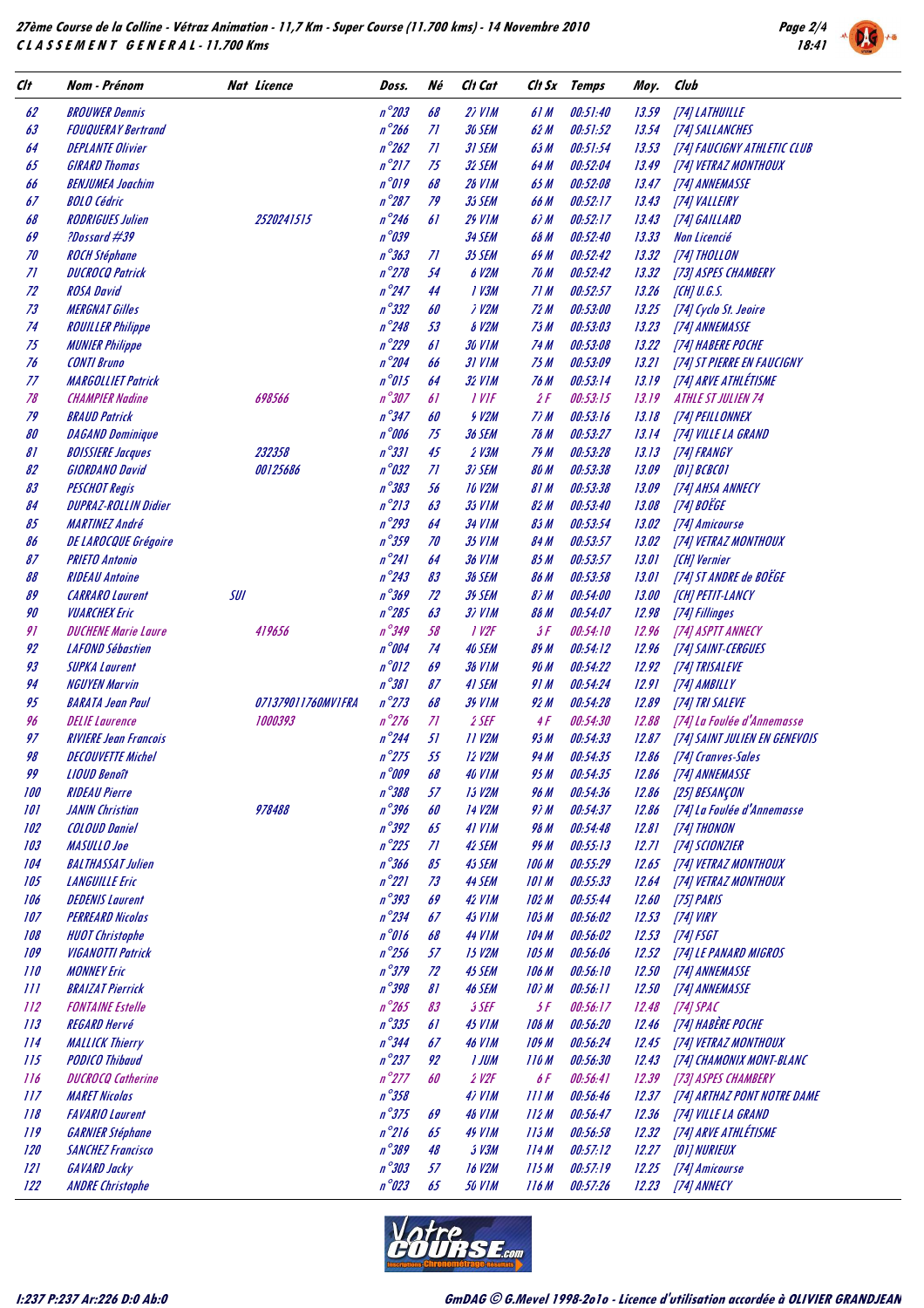# 27ème Course de la Colline - Vétraz Animation - 11,7 Km - Super Course (11.700 kms) - 14 Novembre 2010

## CLASSEMENT GENERAL - 11.700 Kms

| Clt | Nom - Prénom | Nat | Licence | Doss. | Né | Clt Cat | Clt Sx | Temps | Moy. | Club |
|---|---|---|---|---|---|---|---|---|---|---|
| 62 | BROUWER Dennis | | | n°203 | 68 | 27 V1M | 61 M | 00:51:40 | 13.59 | [74] LATHUILLE |
| 63 | FOUQUERAY Bertrand | | | n°266 | 71 | 30 SEM | 62 M | 00:51:52 | 13.54 | [74] SALLANCHES |
| 64 | DEPLANTE Olivier | | | n°262 | 71 | 31 SEM | 63 M | 00:51:54 | 13.53 | [74] FAUCIGNY ATHLETIC CLUB |
| 65 | GIRARD Thomas | | | n°217 | 75 | 32 SEM | 64 M | 00:52:04 | 13.49 | [74] VETRAZ MONTHOUX |
| 66 | BENJUMEA Joachim | | | n°019 | 68 | 28 V1M | 65 M | 00:52:08 | 13.47 | [74] ANNEMASSE |
| 67 | BOLO Cédric | | | n°287 | 79 | 33 SEM | 66 M | 00:52:17 | 13.43 | [74] VALLEIRY |
| 68 | RODRIGUES Julien | | 2520241515 | n°246 | 61 | 29 V1M | 67 M | 00:52:17 | 13.43 | [74] GAILLARD |
| 69 | ?Dossard #39 | | | n°039 | | 34 SEM | 68 M | 00:52:40 | 13.33 | Non Licencié |
| 70 | ROCH Stéphane | | | n°363 | 71 | 35 SEM | 69 M | 00:52:42 | 13.32 | [74] THOLLON |
| 71 | DUCROCQ Patrick | | | n°278 | 54 | 6 V2M | 70 M | 00:52:42 | 13.32 | [73] ASPES CHAMBERY |
| 72 | ROSA David | | | n°247 | 44 | 1 V3M | 71 M | 00:52:57 | 13.26 | [CH] U.G.S. |
| 73 | MERGNAT Gilles | | | n°332 | 60 | 7 V2M | 72 M | 00:53:00 | 13.25 | [74] Cyclo St. Jeoire |
| 74 | ROUILLER Philippe | | | n°248 | 53 | 8 V2M | 73 M | 00:53:03 | 13.23 | [74] ANNEMASSE |
| 75 | MUNIER Philippe | | | n°229 | 61 | 30 V1M | 74 M | 00:53:08 | 13.22 | [74] HABERE POCHE |
| 76 | CONTI Bruno | | | n°204 | 66 | 31 V1M | 75 M | 00:53:09 | 13.21 | [74] ST PIERRE EN FAUCIGNY |
| 77 | MARGOLLIET Patrick | | | n°015 | 64 | 32 V1M | 76 M | 00:53:14 | 13.19 | [74] ARVE ATHLÉTISME |
| 78 | CHAMPIER Nadine | | 698566 | n°307 | 61 | 1 V1F | 2 F | 00:53:15 | 13.19 | ATHLE ST JULIEN 74 |
| 79 | BRAUD Patrick | | | n°347 | 60 | 9 V2M | 77 M | 00:53:16 | 13.18 | [74] PEILLONNEX |
| 80 | DAGAND Dominique | | | n°006 | 75 | 36 SEM | 78 M | 00:53:27 | 13.14 | [74] VILLE LA GRAND |
| 81 | BOISSIERE Jacques | | 232358 | n°331 | 45 | 2 V3M | 79 M | 00:53:28 | 13.13 | [74] FRANGY |
| 82 | GIORDANO David | | 00125686 | n°032 | 71 | 37 SEM | 80 M | 00:53:38 | 13.09 | [01] BCBC01 |
| 83 | PESCHOT Regis | | | n°383 | 56 | 10 V2M | 81 M | 00:53:38 | 13.09 | [74] AHSA ANNECY |
| 84 | DUPRAZ-ROLLIN Didier | | | n°213 | 63 | 33 V1M | 82 M | 00:53:40 | 13.08 | [74] BOËGE |
| 85 | MARTINEZ André | | | n°293 | 64 | 34 V1M | 83 M | 00:53:54 | 13.02 | [74] Amicourse |
| 86 | DE LAROCQUE Grégoire | | | n°359 | 70 | 35 V1M | 84 M | 00:53:57 | 13.02 | [74] VETRAZ MONTHOUX |
| 87 | PRIETO Antonio | | | n°241 | 64 | 36 V1M | 85 M | 00:53:57 | 13.01 | [CH] Vernier |
| 88 | RIDEAU Antoine | | | n°243 | 83 | 38 SEM | 86 M | 00:53:58 | 13.01 | [74] ST ANDRE de BOËGE |
| 89 | CARRARO Laurent | SUI | | n°369 | 72 | 39 SEM | 87 M | 00:54:00 | 13.00 | [CH] PETIT-LANCY |
| 90 | VUARCHEX Eric | | | n°285 | 63 | 37 V1M | 88 M | 00:54:07 | 12.98 | [74] Fillinges |
| 91 | DUCHENE Marie Laure | | 419656 | n°349 | 58 | 1 V2F | 3 F | 00:54:10 | 12.96 | [74] ASPTT ANNECY |
| 92 | LAFOND Sébastien | | | n°004 | 74 | 40 SEM | 89 M | 00:54:12 | 12.96 | [74] SAINT-CERGUES |
| 93 | SUPKA Laurent | | | n°012 | 69 | 38 V1M | 90 M | 00:54:22 | 12.92 | [74] TRISALEVE |
| 94 | NGUYEN Marvin | | | n°381 | 87 | 41 SEM | 91 M | 00:54:24 | 12.91 | [74] AMBILLY |
| 95 | BARATA Jean Paul | | 071379011760MV1FRA | n°273 | 68 | 39 V1M | 92 M | 00:54:28 | 12.89 | [74] TRI SALEVE |
| 96 | DELIE Laurence | | 1000393 | n°276 | 71 | 2 SEF | 4 F | 00:54:30 | 12.88 | [74] La Foulée d'Annemasse |
| 97 | RIVIERE Jean Francois | | | n°244 | 51 | 11 V2M | 93 M | 00:54:33 | 12.87 | [74] SAINT JULIEN EN GENEVOIS |
| 98 | DECOUVETTE Michel | | | n°275 | 55 | 12 V2M | 94 M | 00:54:35 | 12.86 | [74] Cranves-Sales |
| 99 | LIOUD Benoît | | | n°009 | 68 | 40 V1M | 95 M | 00:54:35 | 12.86 | [74] ANNEMASSE |
| 100 | RIDEAU Pierre | | | n°388 | 57 | 13 V2M | 96 M | 00:54:36 | 12.86 | [25] BESANÇON |
| 101 | JANIN Christian | | 978488 | n°396 | 60 | 14 V2M | 97 M | 00:54:37 | 12.86 | [74] La Foulée d'Annemasse |
| 102 | COLOUD Daniel | | | n°392 | 65 | 41 V1M | 98 M | 00:54:48 | 12.81 | [74] THONON |
| 103 | MASULLO Joe | | | n°225 | 71 | 42 SEM | 99 M | 00:55:13 | 12.71 | [74] SCIONZIER |
| 104 | BALTHASSAT Julien | | | n°366 | 85 | 43 SEM | 100 M | 00:55:29 | 12.65 | [74] VETRAZ MONTHOUX |
| 105 | LANGUILLE Eric | | | n°221 | 73 | 44 SEM | 101 M | 00:55:33 | 12.64 | [74] VETRAZ MONTHOUX |
| 106 | DEDENIS Laurent | | | n°393 | 69 | 42 V1M | 102 M | 00:55:44 | 12.60 | [75] PARIS |
| 107 | PERREARD Nicolas | | | n°234 | 67 | 43 V1M | 103 M | 00:56:02 | 12.53 | [74] VIRY |
| 108 | HUOT Christophe | | | n°016 | 68 | 44 V1M | 104 M | 00:56:02 | 12.53 | [74] FSGT |
| 109 | VIGANOTTI Patrick | | | n°256 | 57 | 15 V2M | 105 M | 00:56:06 | 12.52 | [74] LE PANARD MIGROS |
| 110 | MONNEY Eric | | | n°379 | 72 | 45 SEM | 106 M | 00:56:10 | 12.50 | [74] ANNEMASSE |
| 111 | BRAIZAT Pierrick | | | n°398 | 81 | 46 SEM | 107 M | 00:56:11 | 12.50 | [74] ANNEMASSE |
| 112 | FONTAINE Estelle | | | n°265 | 83 | 3 SEF | 5 F | 00:56:17 | 12.48 | [74] SPAC |
| 113 | REGARD Hervé | | | n°335 | 61 | 45 V1M | 108 M | 00:56:20 | 12.46 | [74] HABÈRE POCHE |
| 114 | MALLICK Thierry | | | n°344 | 67 | 46 V1M | 109 M | 00:56:24 | 12.45 | [74] VETRAZ MONTHOUX |
| 115 | PODICO Thibaud | | | n°237 | 92 | 1 JUM | 110 M | 00:56:30 | 12.43 | [74] CHAMONIX MONT-BLANC |
| 116 | DUCROCQ Catherine | | | n°277 | 60 | 2 V2F | 6 F | 00:56:41 | 12.39 | [73] ASPES CHAMBERY |
| 117 | MARET Nicolas | | | n°358 | | 47 V1M | 111 M | 00:56:46 | 12.37 | [74] ARTHAZ PONT NOTRE DAME |
| 118 | FAVARIO Laurent | | | n°375 | 69 | 48 V1M | 112 M | 00:56:47 | 12.36 | [74] VILLE LA GRAND |
| 119 | GARNIER Stéphane | | | n°216 | 65 | 49 V1M | 113 M | 00:56:58 | 12.32 | [74] ARVE ATHLÉTISME |
| 120 | SANCHEZ Francisco | | | n°389 | 48 | 3 V3M | 114 M | 00:57:12 | 12.27 | [01] NURIEUX |
| 121 | GAVARD Jacky | | | n°303 | 57 | 16 V2M | 115 M | 00:57:19 | 12.25 | [74] Amicourse |
| 122 | ANDRE Christophe | | | n°023 | 65 | 50 V1M | 116 M | 00:57:26 | 12.23 | [74] ANNECY |

I:237 P:237 Ar:226 D:0 Ab:0

GmDAG © G.Mevel 1998-2010 - Licence d'utilisation accordée à OLIVIER GRANDJEAN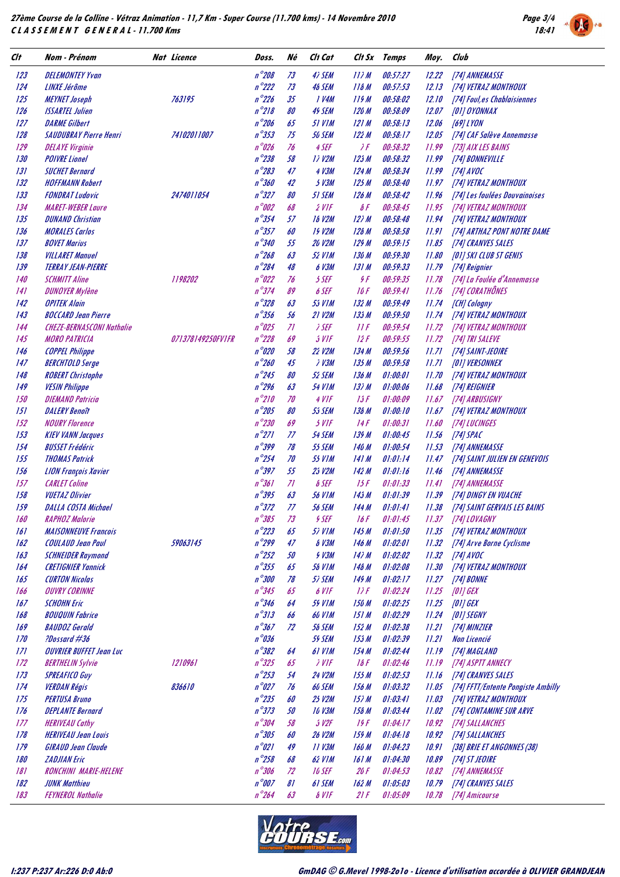**27ème Course de la Colline - Vétraz Animation - 11,7 Km - Super Course (11.700 kms) - 14 Novembre 2010**

**CLASSEMENT GENERAL - 11.700 Kms**

| Clt | Nom - Prénom | Nat | Licence | Doss. | Né | Clt Cat | Clt Sx | Temps | Moy. | Club |
|---|---|---|---|---|---|---|---|---|---|---|
| 123 | DELEMONTEY Yvan | | | n°208 | 73 | 47 SEM | 117 M | 00:57:27 | 12.22 | [74] ANNEMASSE |
| 124 | LINXE Jérôme | | | n°222 | 73 | 48 SEM | 118 M | 00:57:53 | 12.13 | [74] VETRAZ MONTHOUX |
| 125 | MEYNET Joseph | | 763195 | n°226 | 35 | 1 V4M | 119 M | 00:58:02 | 12.10 | [74] Foul,es Chablaisiennes |
| 126 | ISSARTEL Julien | | | n°218 | 80 | 49 SEM | 120 M | 00:58:09 | 12.07 | [01] OYONNAX |
| 127 | DARME Gilbert | | | n°206 | 65 | 51 V1M | 121 M | 00:58:13 | 12.06 | [69] LYON |
| 128 | SAUDUBRAY Pierre Henri | | 74102011007 | n°353 | 75 | 50 SEM | 122 M | 00:58:17 | 12.05 | [74] CAF Salève Annemasse |
| 129 | DELAYE Virginie | | | n°026 | 76 | 4 SEF | 7 F | 00:58:32 | 11.99 | [73] AIX LES BAINS |
| 130 | POIVRE Lionel | | | n°238 | 58 | 17 V2M | 123 M | 00:58:32 | 11.99 | [74] BONNEVILLE |
| 131 | SUCHET Bernard | | | n°283 | 47 | 4 V3M | 124 M | 00:58:34 | 11.99 | [74] AVOC |
| 132 | HOFFMANN Robert | | | n°360 | 42 | 5 V3M | 125 M | 00:58:40 | 11.97 | [74] VETRAZ MONTHOUX |
| 133 | FONDRAT Ludovic | | 2474011054 | n°327 | 80 | 51 SEM | 126 M | 00:58:42 | 11.96 | [74] Les foulées Douvainoises |
| 134 | MARET-WEBER Laure | | | n°002 | 68 | 2 V1F | 8 F | 00:58:45 | 11.95 | [74] VETRAZ MONTHOUX |
| 135 | DUNAND Christian | | | n°354 | 57 | 18 V2M | 127 M | 00:58:48 | 11.94 | [74] VETRAZ MONTHOUX |
| 136 | MORALES Carlos | | | n°357 | 60 | 19 V2M | 128 M | 00:58:58 | 11.91 | [74] ARTHAZ PONT NOTRE DAME |
| 137 | BOVET Marius | | | n°340 | 55 | 20 V2M | 129 M | 00:59:15 | 11.85 | [74] CRANVES SALES |
| 138 | VILLARET Manuel | | | n°268 | 63 | 52 V1M | 130 M | 00:59:30 | 11.80 | [01] SKI CLUB ST GENIS |
| 139 | TERRAY JEAN-PIERRE | | | n°284 | 48 | 6 V3M | 131 M | 00:59:33 | 11.79 | [74] Reignier |
| 140 | SCHMITT Aline | | 1198202 | n°022 | 76 | 5 SEF | 9 F | 00:59:35 | 11.78 | [74] La Foulée d'Annemasse |
| 141 | DUNOYER Mylène | | | n°374 | 89 | 6 SEF | 10 F | 00:59:41 | 11.76 | [74] CORATHÔNES |
| 142 | OPITEK Alain | | | n°328 | 63 | 53 V1M | 132 M | 00:59:49 | 11.74 | [CH] Cologny |
| 143 | BOCCARD Jean Pierre | | | n°356 | 56 | 21 V2M | 133 M | 00:59:50 | 11.74 | [74] VETRAZ MONTHOUX |
| 144 | CHEZE-BERNASCONI Nathalie | | | n°025 | 71 | 7 SEF | 11 F | 00:59:54 | 11.72 | [74] VETRAZ MONTHOUX |
| 145 | MORO PATRICIA | | 071378149250FV1FR | n°228 | 69 | 3 V1F | 12 F | 00:59:55 | 11.72 | [74] TRI SALEVE |
| 146 | COPPEL Philippe | | | n°020 | 58 | 22 V2M | 134 M | 00:59:56 | 11.71 | [74] SAINT-JEOIRE |
| 147 | BERCHTOLD Serge | | | n°260 | 45 | 7 V3M | 135 M | 00:59:58 | 11.71 | [01] VERSONNEX |
| 148 | ROBERT Christophe | | | n°245 | 80 | 52 SEM | 136 M | 01:00:01 | 11.70 | [74] VETRAZ MONTHOUX |
| 149 | VESIN Philippe | | | n°296 | 63 | 54 V1M | 137 M | 01:00:06 | 11.68 | [74] REIGNIER |
| 150 | DIEMAND Patricia | | | n°210 | 70 | 4 V1F | 13 F | 01:00:09 | 11.67 | [74] ARBUSIGNY |
| 151 | DALERY Benoît | | | n°205 | 80 | 53 SEM | 138 M | 01:00:10 | 11.67 | [74] VETRAZ MONTHOUX |
| 152 | NOURY Florence | | | n°230 | 69 | 5 V1F | 14 F | 01:00:31 | 11.60 | [74] LUCINGES |
| 153 | KIEV VANN Jacques | | | n°271 | 77 | 54 SEM | 139 M | 01:00:45 | 11.56 | [74] SPAC |
| 154 | BUSSET Frédéric | | | n°399 | 78 | 55 SEM | 140 M | 01:00:54 | 11.53 | [74] ANNEMASSE |
| 155 | THOMAS Patrick | | | n°254 | 70 | 55 V1M | 141 M | 01:01:14 | 11.47 | [74] SAINT JULIEN EN GENEVOIS |
| 156 | LION François Xavier | | | n°397 | 55 | 23 V2M | 142 M | 01:01:16 | 11.46 | [74] ANNEMASSE |
| 157 | CARLET Coline | | | n°361 | 71 | 8 SEF | 15 F | 01:01:33 | 11.41 | [74] ANNEMASSE |
| 158 | VUETAZ Olivier | | | n°395 | 63 | 56 V1M | 143 M | 01:01:39 | 11.39 | [74] DINGY EN VUACHE |
| 159 | DALLA COSTA Michael | | | n°372 | 77 | 56 SEM | 144 M | 01:01:41 | 11.38 | [74] SAINT GERVAIS LES BAINS |
| 160 | RAPHOZ Malorie | | | n°385 | 73 | 9 SEF | 16 F | 01:01:45 | 11.37 | [74] LOVAGNY |
| 161 | MAISONNEUVE Francois | | | n°223 | 65 | 57 V1M | 145 M | 01:01:50 | 11.35 | [74] VETRAZ MONTHOUX |
| 162 | COULAUD Jean Paul | | 59063145 | n°299 | 47 | 8 V3M | 146 M | 01:02:01 | 11.32 | [74] Arve Borne Cyclisme |
| 163 | SCHNEIDER Raymond | | | n°252 | 50 | 9 V3M | 147 M | 01:02:02 | 11.32 | [74] AVOC |
| 164 | CRETIGNIER Yannick | | | n°355 | 65 | 58 V1M | 148 M | 01:02:08 | 11.30 | [74] VETRAZ MONTHOUX |
| 165 | CURTON Nicolas | | | n°300 | 78 | 57 SEM | 149 M | 01:02:17 | 11.27 | [74] BONNE |
| 166 | OUVRY CORINNE | | | n°345 | 65 | 6 V1F | 17 F | 01:02:24 | 11.25 | [01] GEX |
| 167 | SCHOHN Eric | | | n°346 | 64 | 59 V1M | 150 M | 01:02:25 | 11.25 | [01] GEX |
| 168 | BOUQUIN Fabrice | | | n°313 | 66 | 60 V1M | 151 M | 01:02:29 | 11.24 | [01] SEGNY |
| 169 | BAUDOZ Gerald | | | n°367 | 72 | 58 SEM | 152 M | 01:02:38 | 11.21 | [74] MINZIER |
| 170 | ?Dossard #36 | | | n°036 | | 59 SEM | 153 M | 01:02:39 | 11.21 | Non Licencié |
| 171 | OUVRIER BUFFET Jean Luc | | | n°382 | 64 | 61 V1M | 154 M | 01:02:44 | 11.19 | [74] MAGLAND |
| 172 | BERTHELIN Sylvie | | 1210961 | n°325 | 65 | 7 V1F | 18 F | 01:02:46 | 11.19 | [74] ASPTT ANNECY |
| 173 | SPREAFICO Guy | | | n°253 | 54 | 24 V2M | 155 M | 01:02:53 | 11.16 | [74] CRANVES SALES |
| 174 | VERDAN Régis | | 836610 | n°027 | 76 | 60 SEM | 156 M | 01:03:32 | 11.05 | [74] FFTT/Entente Pongiste Ambilly |
| 175 | PERTUSA Bruno | | | n°235 | 60 | 25 V2M | 157 M | 01:03:41 | 11.03 | [74] VETRAZ MONTHOUX |
| 176 | DEPLANTE Bernard | | | n°373 | 50 | 10 V3M | 158 M | 01:03:44 | 11.02 | [74] CONTAMINE SUR ARVE |
| 177 | HERIVEAU Cathy | | | n°304 | 58 | 3 V2F | 19 F | 01:04:17 | 10.92 | [74] SALLANCHES |
| 178 | HERIVEAU Jean Louis | | | n°305 | 60 | 26 V2M | 159 M | 01:04:18 | 10.92 | [74] SALLANCHES |
| 179 | GIRAUD Jean Claude | | | n°021 | 49 | 11 V3M | 160 M | 01:04:23 | 10.91 | [38] BRIE ET ANGONNES (38) |
| 180 | ZADJIAN Eric | | | n°258 | 68 | 62 V1M | 161 M | 01:04:30 | 10.89 | [74] ST JEOIRE |
| 181 | RONCHINI MARIE-HELENE | | | n°306 | 72 | 10 SEF | 20 F | 01:04:53 | 10.82 | [74] ANNEMASSE |
| 182 | JUNK Matthieu | | | n°007 | 81 | 61 SEM | 162 M | 01:05:03 | 10.79 | [74] CRANVES SALES |
| 183 | FEYNEROL Nathalie | | | n°264 | 63 | 8 V1F | 21 F | 01:05:09 | 10.78 | [74] Amicourse |

I:237 P:237 Ar:226 D:0 Ab:0

GmDAG © G.Mevel 1998-2o1o - Licence d'utilisation accordée à OLIVIER GRANDJEAN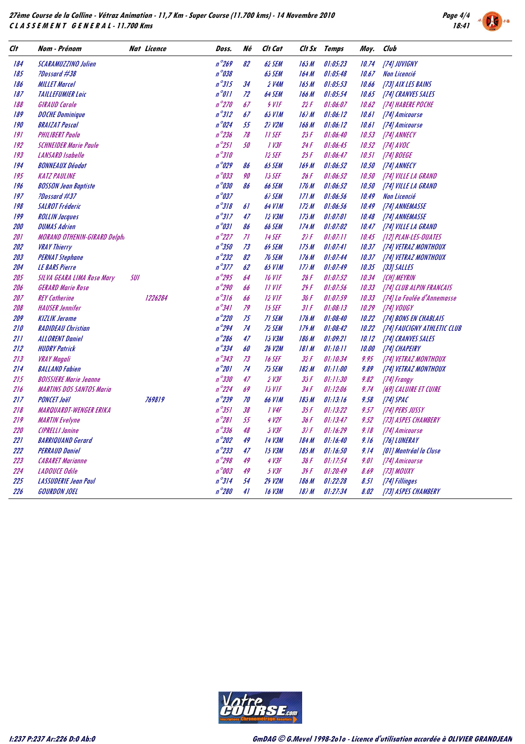27ème Course de la Colline - Vétraz Animation - 11,7 Km - Super Course (11.700 kms) - 14 Novembre 2010
C L A S S E M E N T  G E N E R A L - 11.700 Kms

| Clt | Nom - Prénom | Nat | Licence | Doss. | Né | Clt Cat | Clt Sx | Temps | Moy. | Club |
|---|---|---|---|---|---|---|---|---|---|---|
| 184 | SCARAMUZZINO Julien | | | n°269 | 82 | 62 SEM | 163 M | 01:05:23 | 10.74 | [74] JUVIGNY |
| 185 | ?Dossard #38 | | | n°038 | | 63 SEM | 164 M | 01:05:48 | 10.67 | Non Licencié |
| 186 | MILLET Marcel | | | n°315 | 34 | 2 V4M | 165 M | 01:05:53 | 10.66 | [73] AIX LES BAINS |
| 187 | TAILLEFUMIER Loic | | | n°011 | 72 | 64 SEM | 166 M | 01:05:54 | 10.65 | [74] CRANVES SALES |
| 188 | GIRAUD Carole | | | n°270 | 67 | 9 V1F | 22 F | 01:06:07 | 10.62 | [74] HABERE POCHE |
| 189 | DOCHE Dominique | | | n°312 | 67 | 63 V1M | 167 M | 01:06:12 | 10.61 | [74] Amicourse |
| 190 | BRAIZAT Pascal | | | n°024 | 55 | 27 V2M | 168 M | 01:06:12 | 10.61 | [74] Amicourse |
| 191 | PHILIBERT Paola | | | n°236 | 78 | 11 SEF | 23 F | 01:06:40 | 10.53 | [74] ANNECY |
| 192 | SCHNEIDER Marie Paule | | | n°251 | 50 | 1 V3F | 24 F | 01:06:45 | 10.52 | [74] AVOC |
| 193 | LANSARD Isabelle | | | n°310 | | 12 SEF | 25 F | 01:06:47 | 10.51 | [74] BOEGE |
| 194 | BONNEAUX Déodat | | | n°029 | 86 | 65 SEM | 169 M | 01:06:52 | 10.50 | [74] ANNECY |
| 195 | KATZ PAULINE | | | n°033 | 90 | 13 SEF | 26 F | 01:06:52 | 10.50 | [74] VILLE LA GRAND |
| 196 | BOSSON Jean Baptiste | | | n°030 | 86 | 66 SEM | 170 M | 01:06:52 | 10.50 | [74] VILLE LA GRAND |
| 197 | ?Dossard #37 | | | n°037 | | 67 SEM | 171 M | 01:06:56 | 10.49 | Non Licencié |
| 198 | SALROT Fréderic | | | n°318 | 61 | 64 V1M | 172 M | 01:06:56 | 10.49 | [74] ANNEMASSE |
| 199 | ROLLIN Jacques | | | n°317 | 47 | 12 V3M | 173 M | 01:07:01 | 10.48 | [74] ANNEMASSE |
| 200 | DUMAS Adrien | | | n°031 | 86 | 68 SEM | 174 M | 01:07:02 | 10.47 | [74] VILLE LA GRAND |
| 201 | MORAND OTHENIN-GIRARD Delphi | | | n°227 | 71 | 14 SEF | 27 F | 01:07:11 | 10.45 | [12] PLAN-LES-OUATES |
| 202 | VRAY Thierry | | | n°350 | 73 | 69 SEM | 175 M | 01:07:41 | 10.37 | [74] VETRAZ MONTHOUX |
| 203 | PERNAT Stephane | | | n°232 | 82 | 70 SEM | 176 M | 01:07:44 | 10.37 | [74] VETRAZ MONTHOUX |
| 204 | LE BARS Pierre | | | n°377 | 62 | 65 V1M | 177 M | 01:07:49 | 10.35 | [33] SALLES |
| 205 | SILVA GEARA LIMA Rose Mary | SUI | | n°295 | 64 | 10 V1F | 28 F | 01:07:52 | 10.34 | [CH] MEYRIN |
| 206 | GERARD Marie Rose | | | n°290 | 66 | 11 V1F | 29 F | 01:07:56 | 10.33 | [74] CLUB ALPIN FRANCAIS |
| 207 | REY Catherine | | 1226284 | n°316 | 66 | 12 V1F | 30 F | 01:07:59 | 10.33 | [74] La Foulée d'Annemasse |
| 208 | HAUSER Jennifer | | | n°341 | 79 | 15 SEF | 31 F | 01:08:13 | 10.29 | [74] VOUGY |
| 209 | KIZLIK Jerome | | | n°220 | 75 | 71 SEM | 178 M | 01:08:40 | 10.22 | [74] BONS EN CHABLAIS |
| 210 | RADIDEAU Christian | | | n°294 | 74 | 72 SEM | 179 M | 01:08:42 | 10.22 | [74] FAUCIGNY ATHLETIC CLUB |
| 211 | ALLORENT Daniel | | | n°286 | 47 | 13 V3M | 180 M | 01:09:21 | 10.12 | [74] CRANVES SALES |
| 212 | HUDRY Patrick | | | n°334 | 60 | 28 V2M | 181 M | 01:10:11 | 10.00 | [74] CHAPEIRY |
| 213 | VRAY Magali | | | n°343 | 73 | 16 SEF | 32 F | 01:10:34 | 9.95 | [74] VETRAZ MONTHOUX |
| 214 | BALLAND Fabien | | | n°201 | 74 | 73 SEM | 182 M | 01:11:00 | 9.89 | [74] VETRAZ MONTHOUX |
| 215 | BOISSIERE Marie Jeanne | | | n°330 | 47 | 2 V3F | 33 F | 01:11:30 | 9.82 | [74] Frangy |
| 216 | MARTINS DOS SANTOS Maria | | | n°224 | 69 | 13 V1F | 34 F | 01:12:06 | 9.74 | [69] CALUIRE ET CUIRE |
| 217 | PONCET Joël | | 769819 | n°239 | 70 | 66 V1M | 183 M | 01:13:16 | 9.58 | [74] SPAC |
| 218 | MARQUARDT-WENGER ERIKA | | | n°351 | 38 | 1 V4F | 35 F | 01:13:22 | 9.57 | [74] PERS JUSSY |
| 219 | MARTIN Evelyne | | | n°281 | 55 | 4 V2F | 36 F | 01:13:47 | 9.52 | [73] ASPES CHAMBERY |
| 220 | CIPRELLI Janine | | | n°336 | 48 | 3 V3F | 37 F | 01:16:29 | 9.18 | [74] Amicourse |
| 221 | BARRIQUAND Gerard | | | n°202 | 49 | 14 V3M | 184 M | 01:16:40 | 9.16 | [76] LUNERAY |
| 222 | PERRAUD Daniel | | | n°233 | 47 | 15 V3M | 185 M | 01:16:50 | 9.14 | [01] Montréal la Cluse |
| 223 | CABARET Marianne | | | n°298 | 49 | 4 V3F | 38 F | 01:17:54 | 9.01 | [74] Amicourse |
| 224 | LADOUCE Odile | | | n°003 | 49 | 5 V3F | 39 F | 01:20:49 | 8.69 | [73] MOUXY |
| 225 | LASSUDERIE Jean Paul | | | n°314 | 54 | 29 V2M | 186 M | 01:22:28 | 8.51 | [74] Fillinges |
| 226 | GOURDON JOEL | | | n°280 | 41 | 16 V3M | 187 M | 01:27:34 | 8.02 | [73] ASPES CHAMBERY |

I:237 P:237 Ar:226 D:0 Ab:0

GmDAG © G.Mevel 1998-2o1o - Licence d'utilisation accordée à OLIVIER GRANDJEAN